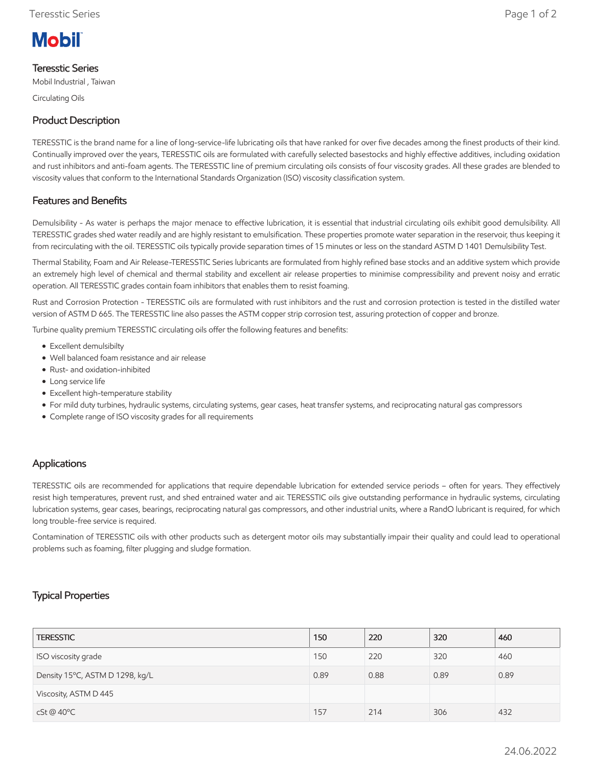Mobil

## Teresstic Series

Mobil Industrial , Taiwan

Circulating Oils

## Product Description

TERESSTIC is the brand name for a line of long-service-life lubricating oils that have ranked for over five decades among the finest products of their kind. Continually improved over the years, TERESSTIC oils are formulated with carefully selected basestocks and highly effective additives, including oxidation and rust inhibitors and anti-foam agents. The TERESSTIC line of premium circulating oils consists of four viscosity grades. All these grades are blended to viscosity values that conform to the International Standards Organization (ISO) viscosity classification system.

## Features and Benefits

Demulsibility - As water is perhaps the major menace to effective lubrication, it is essential that industrial circulating oils exhibit good demulsibility. All TERESSTIC grades shed water readily and are highly resistant to emulsification. These properties promote water separation in the reservoir, thus keeping it from recirculating with the oil. TERESSTIC oils typically provide separation times of 15 minutes or less on the standard ASTM D 1401 Demulsibility Test.

Thermal Stability, Foam and Air Release-TERESSTIC Series lubricants are formulated from highly refined base stocks and an additive system which provide an extremely high level of chemical and thermal stability and excellent air release properties to minimise compressibility and prevent noisy and erratic operation. All TERESSTIC grades contain foam inhibitors that enables them to resist foaming.

Rust and Corrosion Protection - TERESSTIC oils are formulated with rust inhibitors and the rust and corrosion protection is tested in the distilled water version of ASTM D 665. The TERESSTIC line also passes the ASTM copper strip corrosion test, assuring protection of copper and bronze.

Turbine quality premium TERESSTIC circulating oils offer the following features and benefits:

- Excellent demulsibilty
- Well balanced foam resistance and air release
- Rust- and oxidation-inhibited
- Long service life
- Excellent high-temperature stability
- For mild duty turbines, hydraulic systems, circulating systems, gear cases, heat transfer systems, and reciprocating natural gas compressors
- Complete range of ISO viscosity grades for all requirements

## Applications

TERESSTIC oils are recommended for applications that require dependable lubrication for extended service periods – often for years. They effectively resist high temperatures, prevent rust, and shed entrained water and air. TERESSTIC oils give outstanding performance in hydraulic systems, circulating lubrication systems, gear cases, bearings, reciprocating natural gas compressors, and other industrial units, where a RandO lubricant is required, for which long trouble-free service is required.

Contamination of TERESSTIC oils with other products such as detergent motor oils may substantially impair their quality and could lead to operational problems such as foaming, filter plugging and sludge formation.

## Typical Properties

| TERESSTIC | 150 | 220 | 320 | 460 |
|---|---|---|---|---|
| ISO viscosity grade | 150 | 220 | 320 | 460 |
| Density 15°C, ASTM D 1298, kg/L | 0.89 | 0.88 | 0.89 | 0.89 |
| Viscosity, ASTM D 445 | | | | |
| cSt @ 40°C | 157 | 214 | 306 | 432 |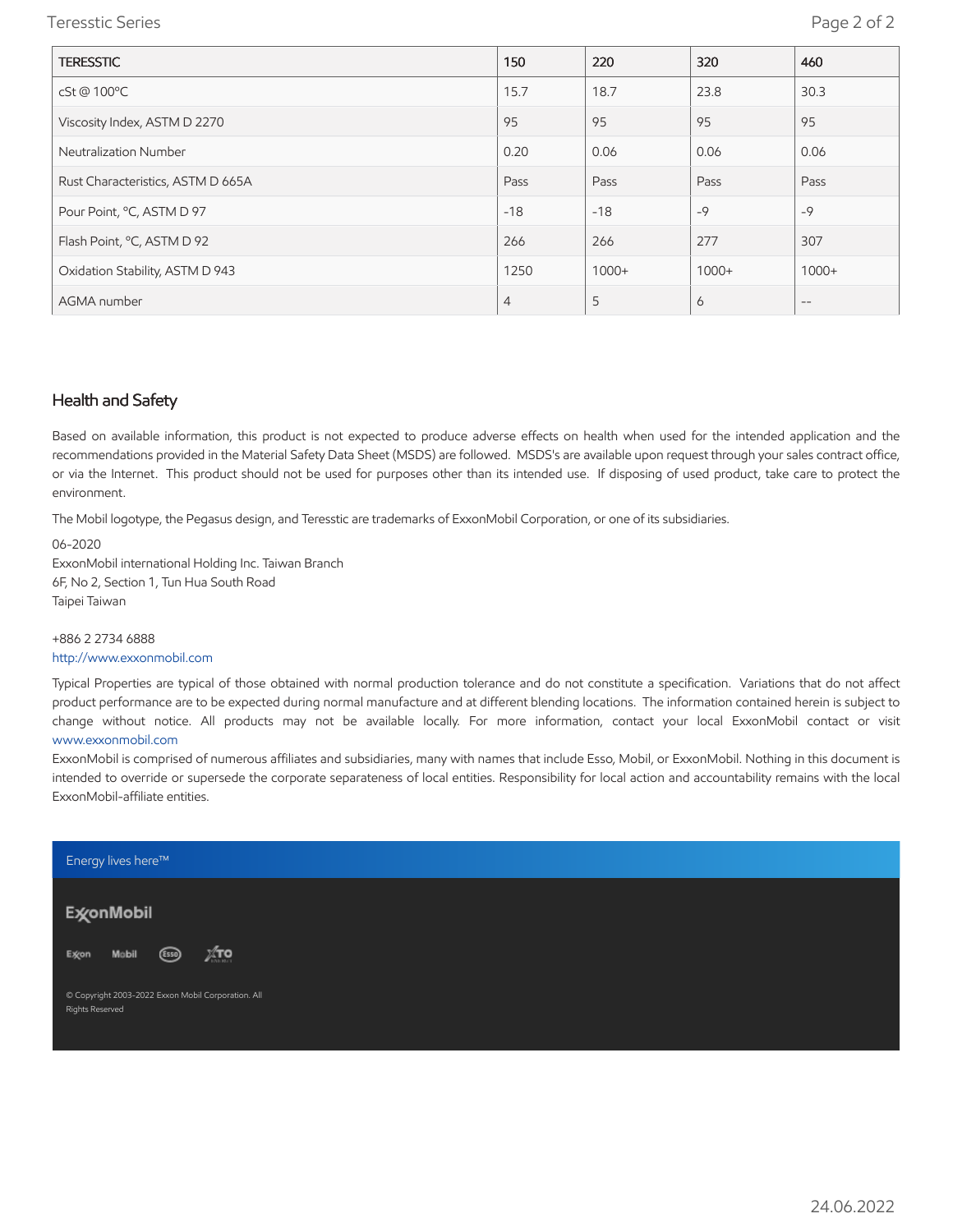| TERESSTIC | 150 | 220 | 320 | 460 |
|---|---|---|---|---|
| cSt @ 100ºC | 15.7 | 18.7 | 23.8 | 30.3 |
| Viscosity Index, ASTM D 2270 | 95 | 95 | 95 | 95 |
| Neutralization Number | 0.20 | 0.06 | 0.06 | 0.06 |
| Rust Characteristics, ASTM D 665A | Pass | Pass | Pass | Pass |
| Pour Point, ºC, ASTM D 97 | -18 | -18 | -9 | -9 |
| Flash Point, ºC, ASTM D 92 | 266 | 266 | 277 | 307 |
| Oxidation Stability, ASTM D 943 | 1250 | 1000+ | 1000+ | 1000+ |
| AGMA number | 4 | 5 | 6 | -- |

## Health and Safety

Based on available information, this product is not expected to produce adverse effects on health when used for the intended application and the recommendations provided in the Material Safety Data Sheet (MSDS) are followed. MSDS's are available upon request through your sales contract office, or via the Internet. This product should not be used for purposes other than its intended use. If disposing of used product, take care to protect the environment.

The Mobil logotype, the Pegasus design, and Teresstic are trademarks of ExxonMobil Corporation, or one of its subsidiaries.

06-2020
ExxonMobil international Holding Inc. Taiwan Branch
6F, No 2, Section 1, Tun Hua South Road
Taipei Taiwan

+886 2 2734 6888
http://www.exxonmobil.com

Typical Properties are typical of those obtained with normal production tolerance and do not constitute a specification. Variations that do not affect product performance are to be expected during normal manufacture and at different blending locations. The information contained herein is subject to change without notice. All products may not be available locally. For more information, contact your local ExxonMobil contact or visit www.exxonmobil.com

ExxonMobil is comprised of numerous affiliates and subsidiaries, many with names that include Esso, Mobil, or ExxonMobil. Nothing in this document is intended to override or supersede the corporate separateness of local entities. Responsibility for local action and accountability remains with the local ExxonMobil-affiliate entities.

Energy lives here™

ExxonMobil

Exxon Mobil Esso XTO

© Copyright 2003-2022 Exxon Mobil Corporation. All Rights Reserved

24.06.2022